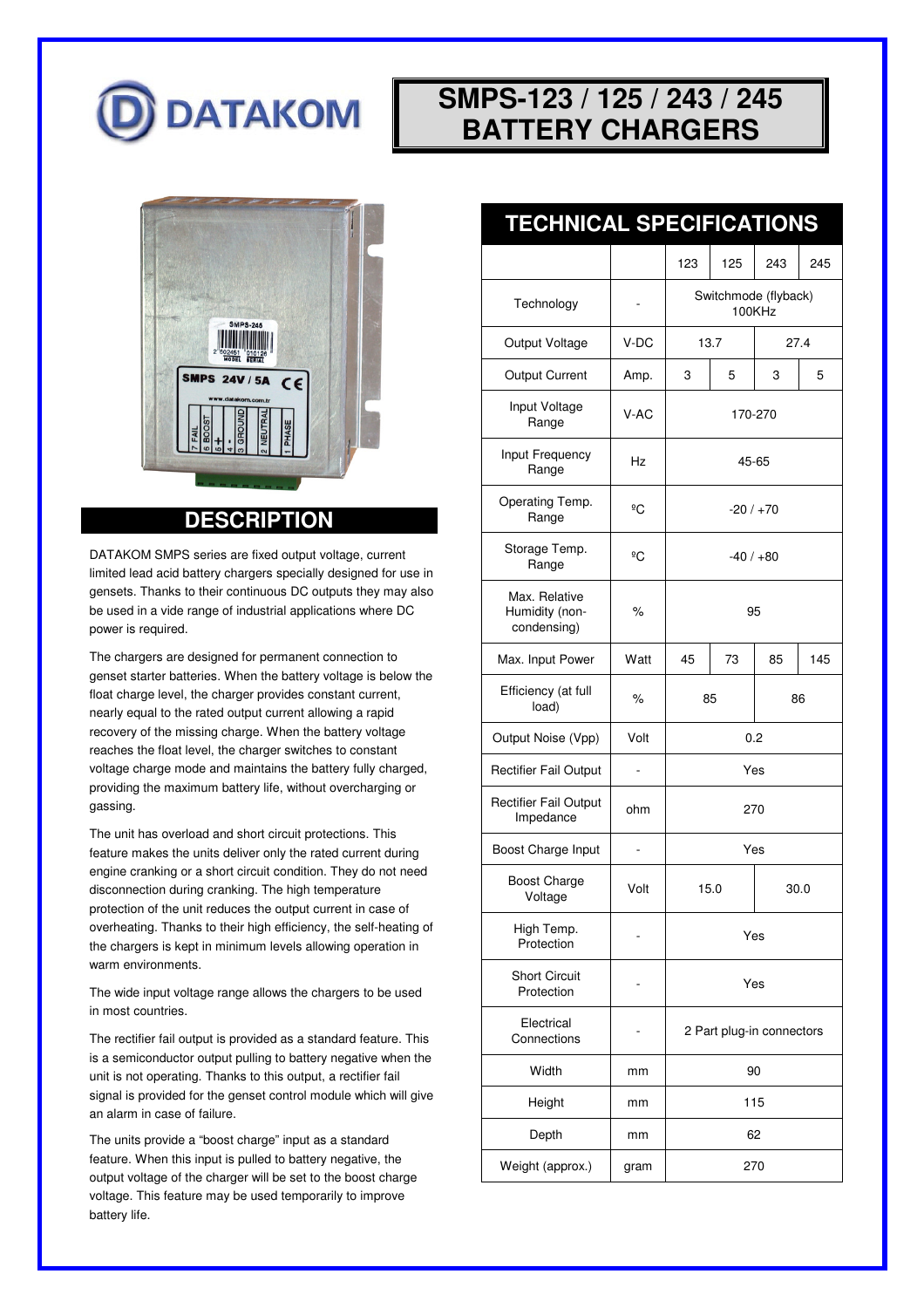# SMPS-123 / 125 / 243 / 245 BATTERY CHARGERS

## DESCRIPTION

DATAKOM SMPS series are fixed output voltage, current limited lead acid battery chargers specially designed for use in gensets. Thanks to their continuous DC outputs they may also be used in a vide range of industrial applications where DC power is required.

The chargers are designed for permanent connection to genset starter batteries. When the battery voltage is below the float charge level, the charger provides constant current, nearly equal to the rated output current allowing a rapid recovery of the missing charge. When the battery voltage reaches the float level, the charger switches to constant voltage charge mode and maintains the battery fully charged, providing the maximum battery life, without overcharging or gassing.

The unit has overload and short circuit protections. This feature makes the units deliver only the rated current during engine cranking or a short circuit condition. They do not need disconnection during cranking. The high temperature protection of the unit reduces the output current in case of overheating. Thanks to their high efficiency, the self-heating of the chargers is kept in minimum levels allowing operation in warm environments.

The wide input voltage range allows the chargers to be used in most countries.

The rectifier fail output is provided as a standard feature. This is a semiconductor output pulling to battery negative when the unit is not operating. Thanks to this output, a rectifier fail signal is provided for the genset control module which will give an alarm in case of failure.

The units provide a “boost charge” input as a standard feature. When this input is pulled to battery negative, the output voltage of the charger will be set to the boost charge voltage. This feature may be used temporarily to improve battery life.

## TECHNICAL SPECIFICATIONS

| | | 123 | 125 | 243 | 245 |
|---|---|---|---|---|---|
| Technology | - | Switchmode (flyback) 100KHz | | | |
| Output Voltage | V-DC | 13.7 | | 27.4 | |
| Output Current | Amp. | 3 | 5 | 3 | 5 |
| Input Voltage Range | V-AC | 170-270 | | | |
| Input Frequency Range | Hz | 45-65 | | | |
| Operating Temp. Range | ºC | -20 / +70 | | | |
| Storage Temp. Range | ºC | -40 / +80 | | | |
| Max. Relative Humidity (non-condensing) | % | 95 | | | |
| Max. Input Power | Watt | 45 | 73 | 85 | 145 |
| Efficiency (at full load) | % | 85 | | 86 | |
| Output Noise (Vpp) | Volt | 0.2 | | | |
| Rectifier Fail Output | - | Yes | | | |
| Rectifier Fail Output Impedance | ohm | 270 | | | |
| Boost Charge Input | - | Yes | | | |
| Boost Charge Voltage | Volt | 15.0 | | 30.0 | |
| High Temp. Protection | - | Yes | | | |
| Short Circuit Protection | - | Yes | | | |
| Electrical Connections | - | 2 Part plug-in connectors | | | |
| Width | mm | 90 | | | |
| Height | mm | 115 | | | |
| Depth | mm | 62 | | | |
| Weight (approx.) | gram | 270 | | | |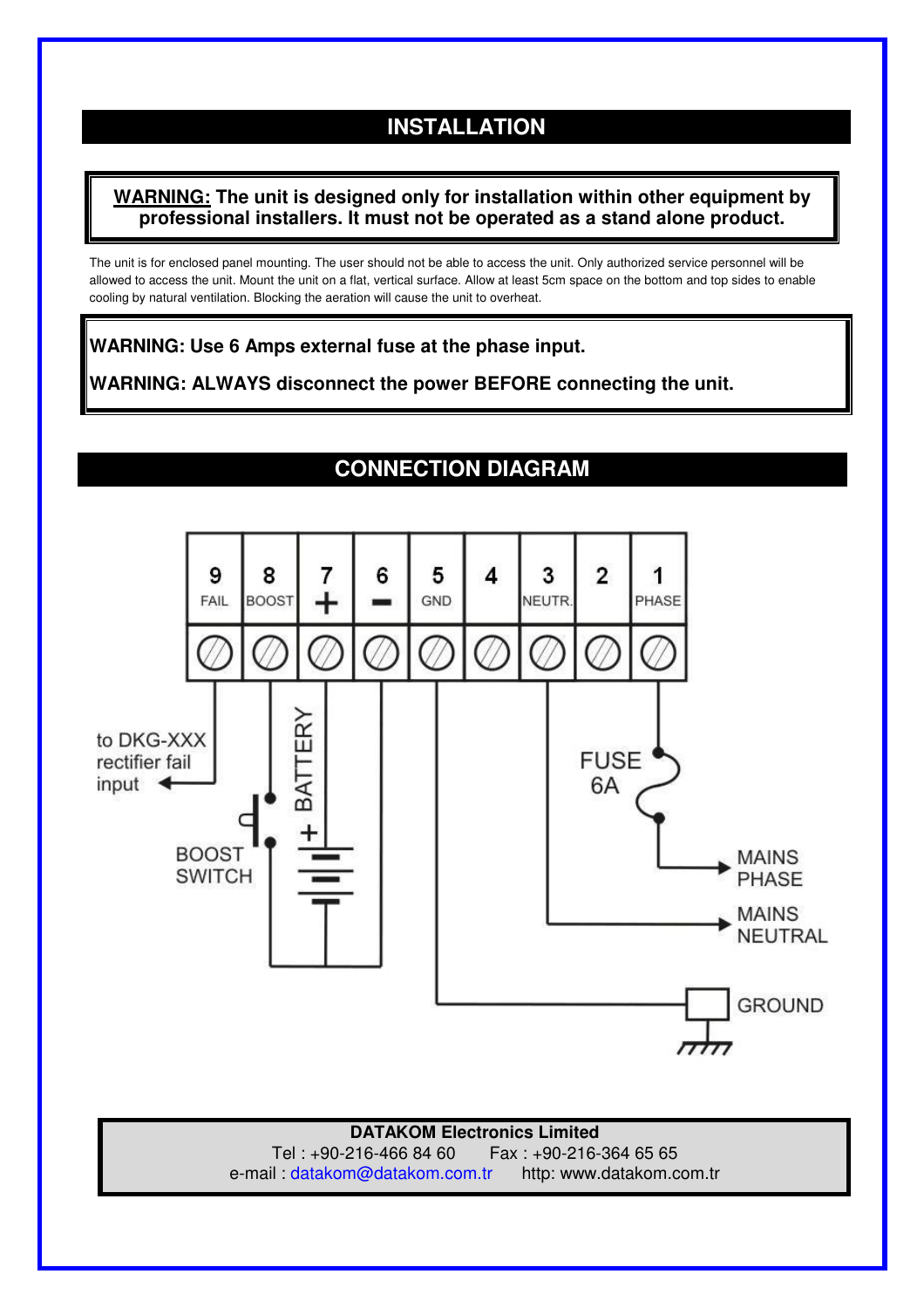## INSTALLATION

**WARNING: The unit is designed only for installation within other equipment by professional installers. It must not be operated as a stand alone product.**

The unit is for enclosed panel mounting. The user should not be able to access the unit. Only authorized service personnel will be allowed to access the unit. Mount the unit on a flat, vertical surface. Allow at least 5cm space on the bottom and top sides to enable cooling by natural ventilation. Blocking the aeration will cause the unit to overheat.

**WARNING: Use 6 Amps external fuse at the phase input.**

**WARNING: ALWAYS disconnect the power BEFORE connecting the unit.**

## CONNECTION DIAGRAM

9 FAIL
8 BOOST
7 +
6 −
5 GND
4
3 NEUTR.
2
1 PHASE

to DKG-XXX rectifier fail input

BOOST SWITCH

+ BATTERY

FUSE 6A

MAINS PHASE

MAINS NEUTRAL

GROUND

**DATAKOM Electronics Limited**
Tel : +90-216-466 84 60 Fax : +90-216-364 65 65
e-mail : datakom@datakom.com.tr http: www.datakom.com.tr